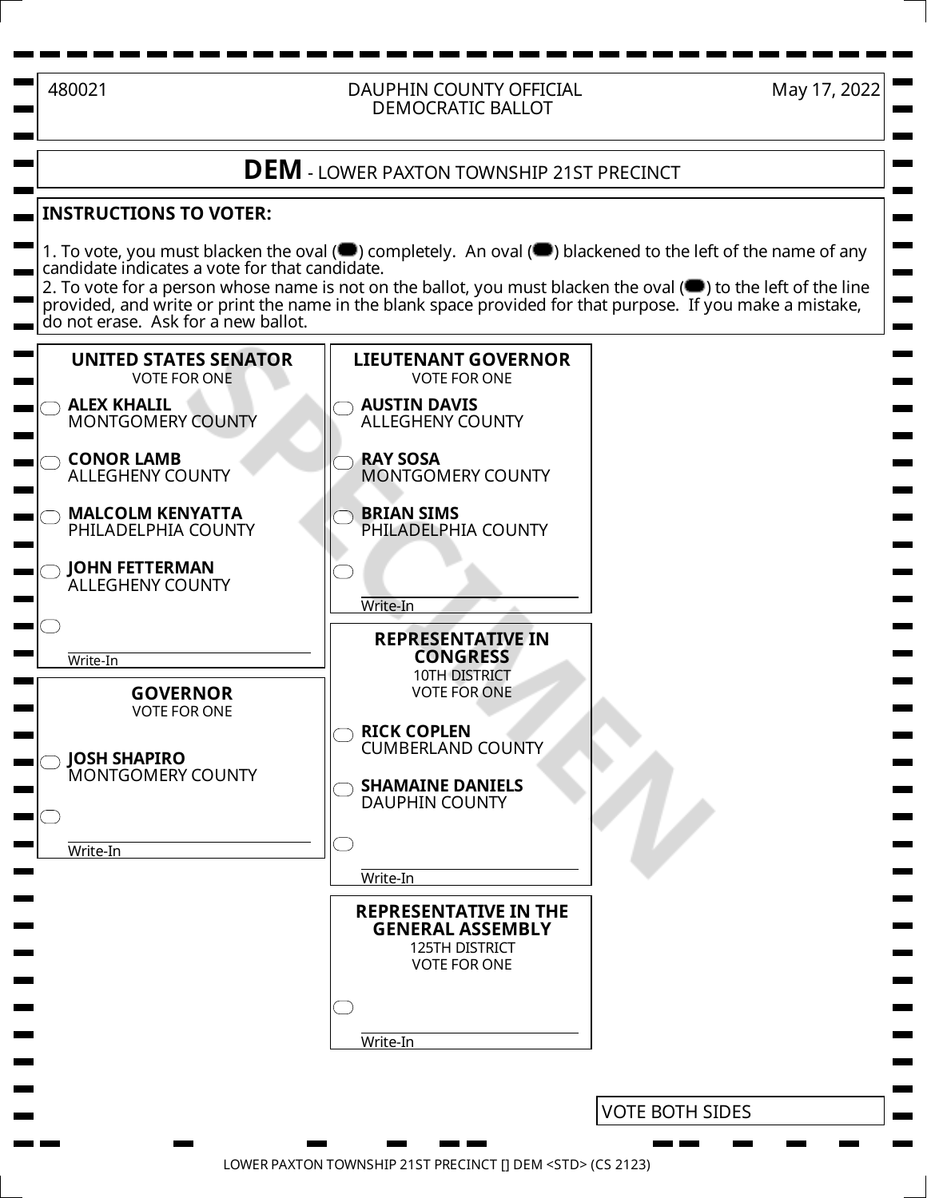480021

DAUPHIN COUNTY OFFICIAL
DEMOCRATIC BALLOT

May 17, 2022

# DEM - LOWER PAXTON TOWNSHIP 21ST PRECINCT

**INSTRUCTIONS TO VOTER:**

1. To vote, you must blacken the oval (⬬) completely. An oval (⬬) blackened to the left of the name of any candidate indicates a vote for that candidate.
2. To vote for a person whose name is not on the ballot, you must blacken the oval (⬬) to the left of the line provided, and write or print the name in the blank space provided for that purpose. If you make a mistake, do not erase. Ask for a new ballot.

## UNITED STATES SENATOR
VOTE FOR ONE

- ⬭ **ALEX KHALIL**
  MONTGOMERY COUNTY
- ⬭ **CONOR LAMB**
  ALLEGHENY COUNTY
- ⬭ **MALCOLM KENYATTA**
  PHILADELPHIA COUNTY
- ⬭ **JOHN FETTERMAN**
  ALLEGHENY COUNTY
- ⬭ ____________
  Write-In

## GOVERNOR
VOTE FOR ONE

- ⬭ **JOSH SHAPIRO**
  MONTGOMERY COUNTY
- ⬭ ____________
  Write-In

## LIEUTENANT GOVERNOR
VOTE FOR ONE

- ⬭ **AUSTIN DAVIS**
  ALLEGHENY COUNTY
- ⬭ **RAY SOSA**
  MONTGOMERY COUNTY
- ⬭ **BRIAN SIMS**
  PHILADELPHIA COUNTY
- ⬭ ____________
  Write-In

## REPRESENTATIVE IN CONGRESS
10TH DISTRICT
VOTE FOR ONE

- ⬭ **RICK COPLEN**
  CUMBERLAND COUNTY
- ⬭ **SHAMAINE DANIELS**
  DAUPHIN COUNTY
- ⬭ ____________
  Write-In

## REPRESENTATIVE IN THE GENERAL ASSEMBLY
125TH DISTRICT
VOTE FOR ONE

- ⬭ ____________
  Write-In

VOTE BOTH SIDES

LOWER PAXTON TOWNSHIP 21ST PRECINCT [] DEM <STD> (CS 2123)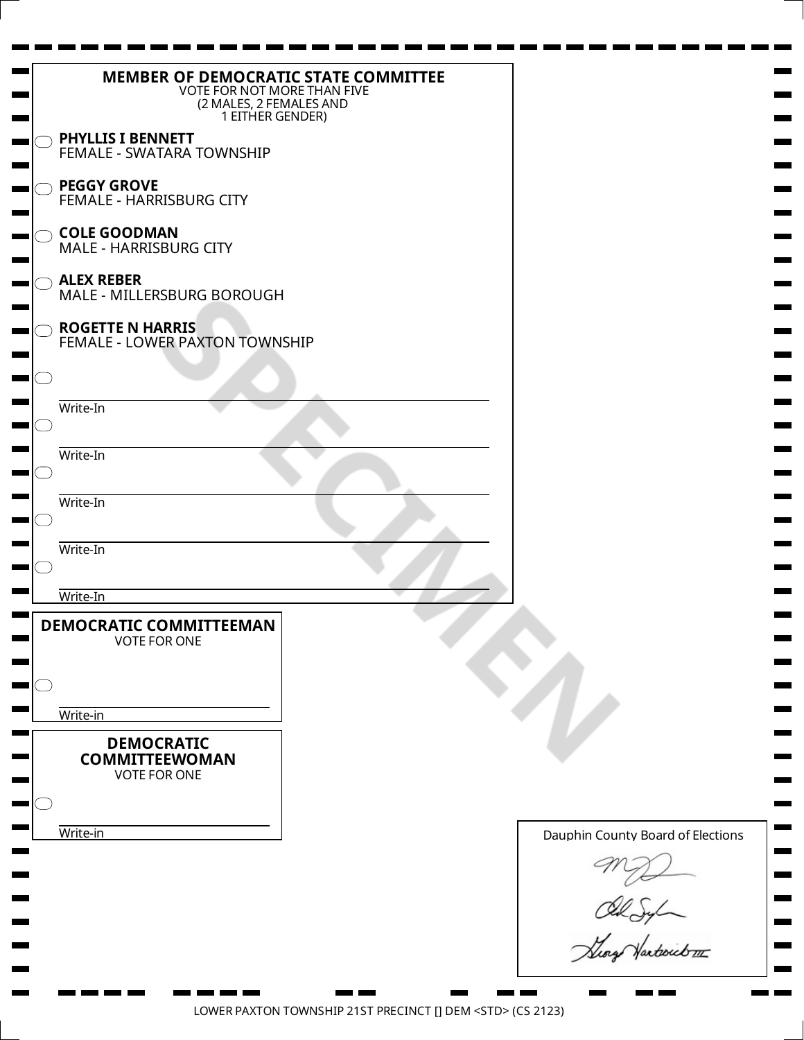## MEMBER OF DEMOCRATIC STATE COMMITTEE

VOTE FOR NOT MORE THAN FIVE
(2 MALES, 2 FEMALES AND
1 EITHER GENDER)

- **PHYLLIS I BENNETT**
  FEMALE - SWATARA TOWNSHIP
- **PEGGY GROVE**
  FEMALE - HARRISBURG CITY
- **COLE GOODMAN**
  MALE - HARRISBURG CITY
- **ALEX REBER**
  MALE - MILLERSBURG BOROUGH
- **ROGETTE N HARRIS**
  FEMALE - LOWER PAXTON TOWNSHIP
- Write-In
- Write-In
- Write-In
- Write-In
- Write-In

## DEMOCRATIC COMMITTEEMAN

VOTE FOR ONE

- Write-in

## DEMOCRATIC COMMITTEEWOMAN

VOTE FOR ONE

- Write-in

Dauphin County Board of Elections

LOWER PAXTON TOWNSHIP 21ST PRECINCT [] DEM <STD> (CS 2123)